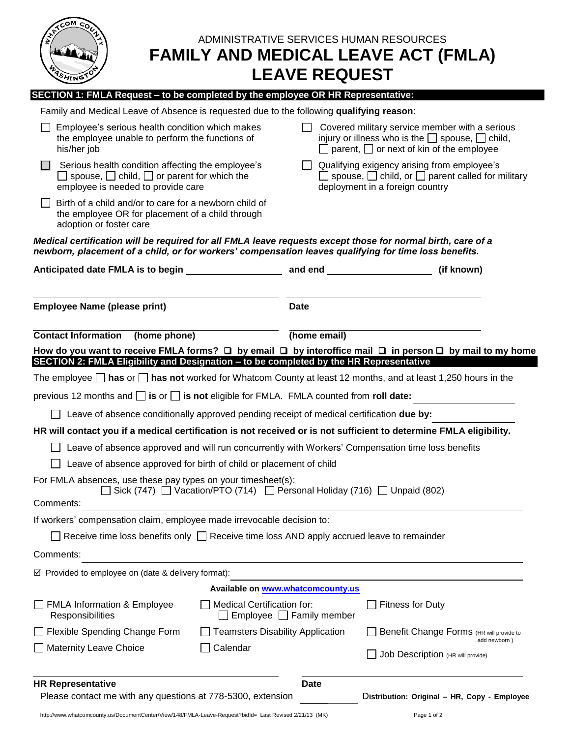ADMINISTRATIVE SERVICES HUMAN RESOURCES

# FAMILY AND MEDICAL LEAVE ACT (FMLA) LEAVE REQUEST

## SECTION 1: FMLA Request – to be completed by the employee OR HR Representative:

Family and Medical Leave of Absence is requested due to the following **qualifying reason**:

- ☐ Employee's serious health condition which makes the employee unable to perform the functions of his/her job
- ☐ Serious health condition affecting the employee's ☐ spouse, ☐ child, ☐ or parent for which the employee is needed to provide care
- ☐ Birth of a child and/or to care for a newborn child of the employee OR for placement of a child through adoption or foster care
- ☐ Covered military service member with a serious injury or illness who is the ☐ spouse, ☐ child, ☐ parent, ☐ or next of kin of the employee
- ☐ Qualifying exigency arising from employee's ☐ spouse, ☐ child, or ☐ parent called for military deployment in a foreign country

***Medical certification will be required for all FMLA leave requests except those for normal birth, care of a newborn, placement of a child, or for workers' compensation leaves qualifying for time loss benefits.***

**Anticipated date FMLA is to begin** ______________ **and end** ______________ **(if known)**

______________________________ ______________________________

**Employee Name (please print)** **Date**

______________________________ ______________________________

**Contact Information (home phone)** **(home email)**

**How do you want to receive FMLA forms?** ☐ **by email** ☐ **by interoffice mail** ☐ **in person** ☐ **by mail to my home**

## SECTION 2: FMLA Eligibility and Designation – to be completed by the HR Representative

The employee ☐ **has** or ☐ **has not** worked for Whatcom County at least 12 months, and at least 1,250 hours in the previous 12 months and ☐ **is** or ☐ **is not** eligible for FMLA. FMLA counted from **roll date:** ______________

☐ Leave of absence conditionally approved pending receipt of medical certification **due by:** ______________

**HR will contact you if a medical certification is not received or is not sufficient to determine FMLA eligibility.**

☐ Leave of absence approved and will run concurrently with Workers' Compensation time loss benefits

☐ Leave of absence approved for birth of child or placement of child

For FMLA absences, use these pay types on your timesheet(s):
☐ Sick (747) ☐ Vacation/PTO (714) ☐ Personal Holiday (716) ☐ Unpaid (802)

Comments: ______________________________

If workers' compensation claim, employee made irrevocable decision to:

☐ Receive time loss benefits only ☐ Receive time loss AND apply accrued leave to remainder

Comments: ______________________________

☑ Provided to employee on (date & delivery format): ______________________________

**Available on www.whatcomcounty.us**

- ☐ FMLA Information & Employee Responsibilities
- ☐ Medical Certification for: ☐ Employee ☐ Family member
- ☐ Fitness for Duty
- ☐ Flexible Spending Change Form
- ☐ Teamsters Disability Application
- ☐ Benefit Change Forms (HR will provide to add newborn)
- ☐ Maternity Leave Choice
- ☐ Calendar
- ☐ Job Description (HR will provide)

______________________________ ______________________________

**HR Representative** **Date**

Please contact me with any questions at 778-5300, extension ______

**Distribution: Original – HR, Copy - Employee**

http://www.whatcomcounty.us/DocumentCenter/View/148/FMLA-Leave-Request?bidId= Last Revised 2/21/13 (MK)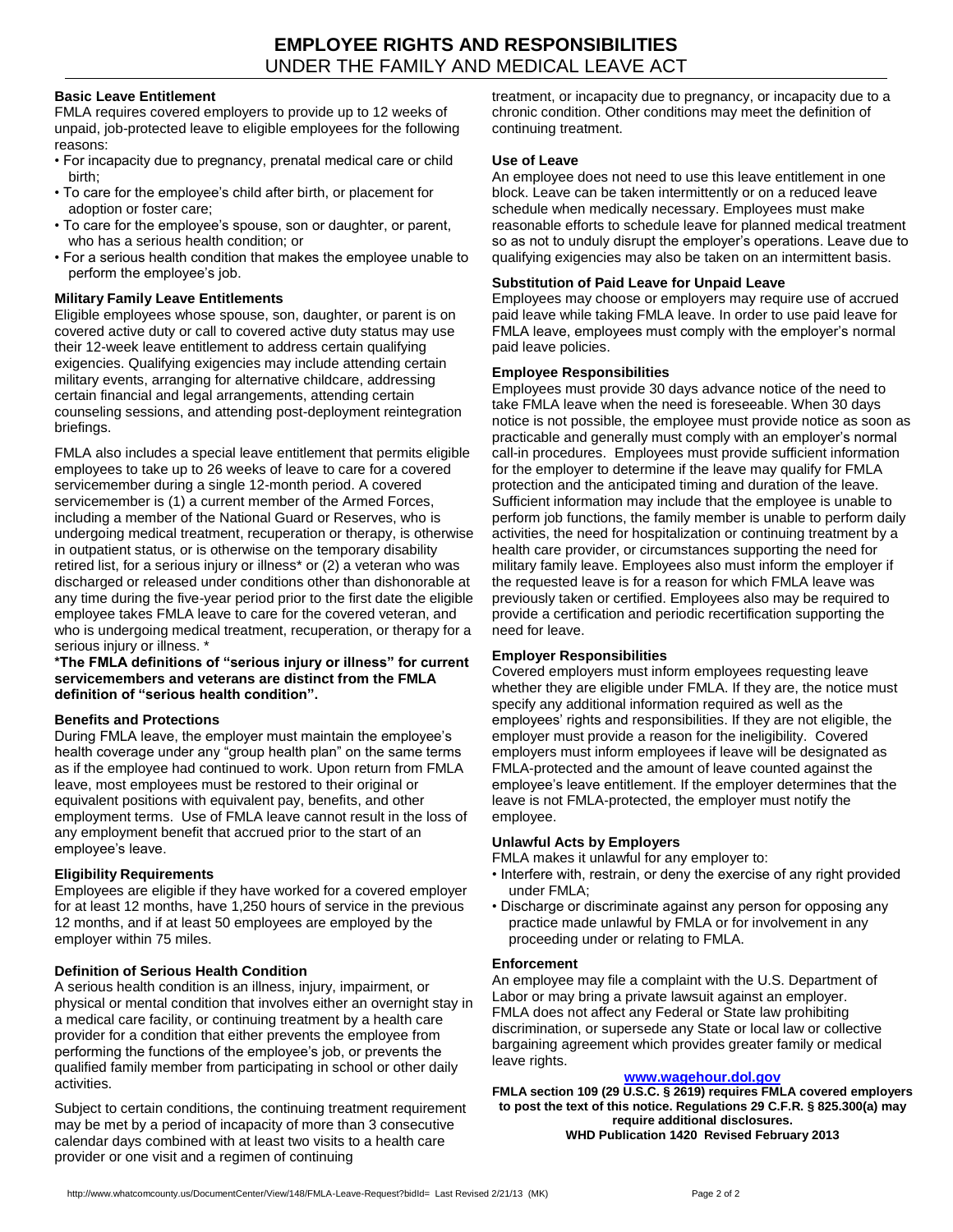# EMPLOYEE RIGHTS AND RESPONSIBILITIES
## UNDER THE FAMILY AND MEDICAL LEAVE ACT

### Basic Leave Entitlement

FMLA requires covered employers to provide up to 12 weeks of unpaid, job-protected leave to eligible employees for the following reasons:

- For incapacity due to pregnancy, prenatal medical care or child birth;
- To care for the employee's child after birth, or placement for adoption or foster care;
- To care for the employee's spouse, son or daughter, or parent, who has a serious health condition; or
- For a serious health condition that makes the employee unable to perform the employee's job.

### Military Family Leave Entitlements

Eligible employees whose spouse, son, daughter, or parent is on covered active duty or call to covered active duty status may use their 12-week leave entitlement to address certain qualifying exigencies. Qualifying exigencies may include attending certain military events, arranging for alternative childcare, addressing certain financial and legal arrangements, attending certain counseling sessions, and attending post-deployment reintegration briefings.

FMLA also includes a special leave entitlement that permits eligible employees to take up to 26 weeks of leave to care for a covered servicemember during a single 12-month period. A covered servicemember is (1) a current member of the Armed Forces, including a member of the National Guard or Reserves, who is undergoing medical treatment, recuperation or therapy, is otherwise in outpatient status, or is otherwise on the temporary disability retired list, for a serious injury or illness* or (2) a veteran who was discharged or released under conditions other than dishonorable at any time during the five-year period prior to the first date the eligible employee takes FMLA leave to care for the covered veteran, and who is undergoing medical treatment, recuperation, or therapy for a serious injury or illness. *

**\*The FMLA definitions of "serious injury or illness" for current servicemembers and veterans are distinct from the FMLA definition of "serious health condition".**

### Benefits and Protections

During FMLA leave, the employer must maintain the employee's health coverage under any "group health plan" on the same terms as if the employee had continued to work. Upon return from FMLA leave, most employees must be restored to their original or equivalent positions with equivalent pay, benefits, and other employment terms. Use of FMLA leave cannot result in the loss of any employment benefit that accrued prior to the start of an employee's leave.

### Eligibility Requirements

Employees are eligible if they have worked for a covered employer for at least 12 months, have 1,250 hours of service in the previous 12 months, and if at least 50 employees are employed by the employer within 75 miles.

### Definition of Serious Health Condition

A serious health condition is an illness, injury, impairment, or physical or mental condition that involves either an overnight stay in a medical care facility, or continuing treatment by a health care provider for a condition that either prevents the employee from performing the functions of the employee's job, or prevents the qualified family member from participating in school or other daily activities.

Subject to certain conditions, the continuing treatment requirement may be met by a period of incapacity of more than 3 consecutive calendar days combined with at least two visits to a health care provider or one visit and a regimen of continuing treatment, or incapacity due to pregnancy, or incapacity due to a chronic condition. Other conditions may meet the definition of continuing treatment.

### Use of Leave

An employee does not need to use this leave entitlement in one block. Leave can be taken intermittently or on a reduced leave schedule when medically necessary. Employees must make reasonable efforts to schedule leave for planned medical treatment so as not to unduly disrupt the employer's operations. Leave due to qualifying exigencies may also be taken on an intermittent basis.

### Substitution of Paid Leave for Unpaid Leave

Employees may choose or employers may require use of accrued paid leave while taking FMLA leave. In order to use paid leave for FMLA leave, employees must comply with the employer's normal paid leave policies.

### Employee Responsibilities

Employees must provide 30 days advance notice of the need to take FMLA leave when the need is foreseeable. When 30 days notice is not possible, the employee must provide notice as soon as practicable and generally must comply with an employer's normal call-in procedures. Employees must provide sufficient information for the employer to determine if the leave may qualify for FMLA protection and the anticipated timing and duration of the leave. Sufficient information may include that the employee is unable to perform job functions, the family member is unable to perform daily activities, the need for hospitalization or continuing treatment by a health care provider, or circumstances supporting the need for military family leave. Employees also must inform the employer if the requested leave is for a reason for which FMLA leave was previously taken or certified. Employees also may be required to provide a certification and periodic recertification supporting the need for leave.

### Employer Responsibilities

Covered employers must inform employees requesting leave whether they are eligible under FMLA. If they are, the notice must specify any additional information required as well as the employees' rights and responsibilities. If they are not eligible, the employer must provide a reason for the ineligibility. Covered employers must inform employees if leave will be designated as FMLA-protected and the amount of leave counted against the employee's leave entitlement. If the employer determines that the leave is not FMLA-protected, the employer must notify the employee.

### Unlawful Acts by Employers

FMLA makes it unlawful for any employer to:

- Interfere with, restrain, or deny the exercise of any right provided under FMLA;
- Discharge or discriminate against any person for opposing any practice made unlawful by FMLA or for involvement in any proceeding under or relating to FMLA.

### Enforcement

An employee may file a complaint with the U.S. Department of Labor or may bring a private lawsuit against an employer. FMLA does not affect any Federal or State law prohibiting discrimination, or supersede any State or local law or collective bargaining agreement which provides greater family or medical leave rights.

**www.wagehour.dol.gov**

**FMLA section 109 (29 U.S.C. § 2619) requires FMLA covered employers to post the text of this notice. Regulations 29 C.F.R. § 825.300(a) may require additional disclosures.**

**WHD Publication 1420 Revised February 2013**

http://www.whatcomcounty.us/DocumentCenter/View/148/FMLA-Leave-Request?bidId= Last Revised 2/21/13 (MK)